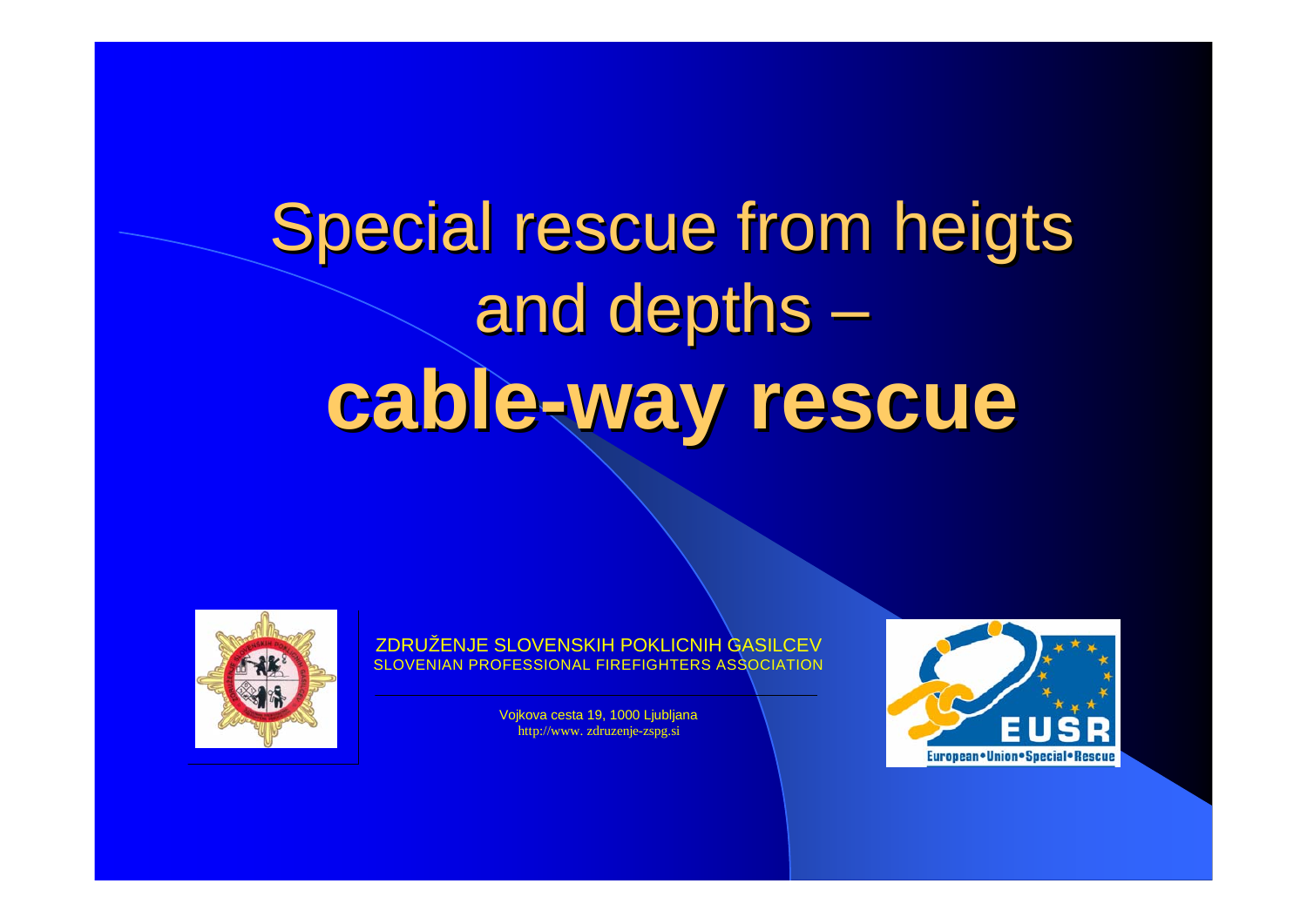# Special rescue from heigts and depths – **cable-way rescue**

ZDRUŽENJE SLOVENSKIH POKLICNIH GASILCEV
SLOVENIAN PROFESSIONAL FIREFIGHTERS ASSOCIATION

Vojkova cesta 19, 1000 Ljubljana
http://www. zdruzenje-zspg.si

EUSR
European • Union • Special • Rescue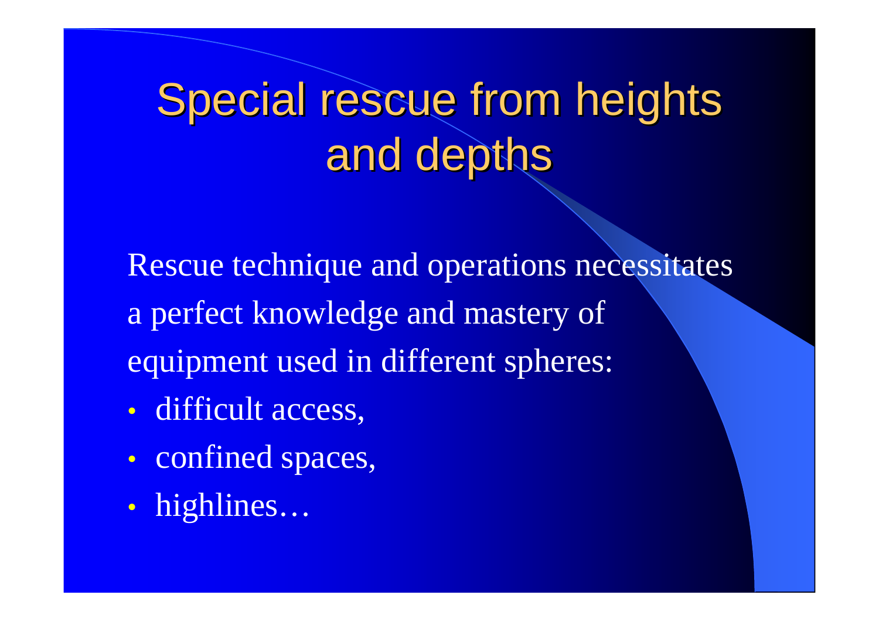# Special rescue from heights and depths

Rescue technique and operations necessitates a perfect knowledge and mastery of equipment used in different spheres:

- difficult access,
- confined spaces,
- highlines…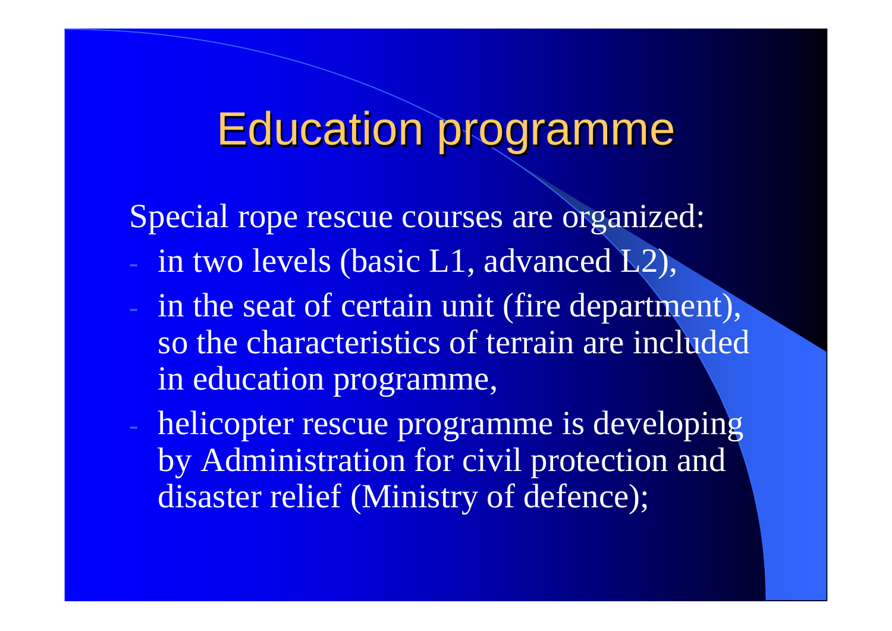# Education programme

Special rope rescue courses are organized:

- in two levels (basic L1, advanced L2),
- in the seat of certain unit (fire department), so the characteristics of terrain are included in education programme,
- helicopter rescue programme is developing by Administration for civil protection and disaster relief (Ministry of defence);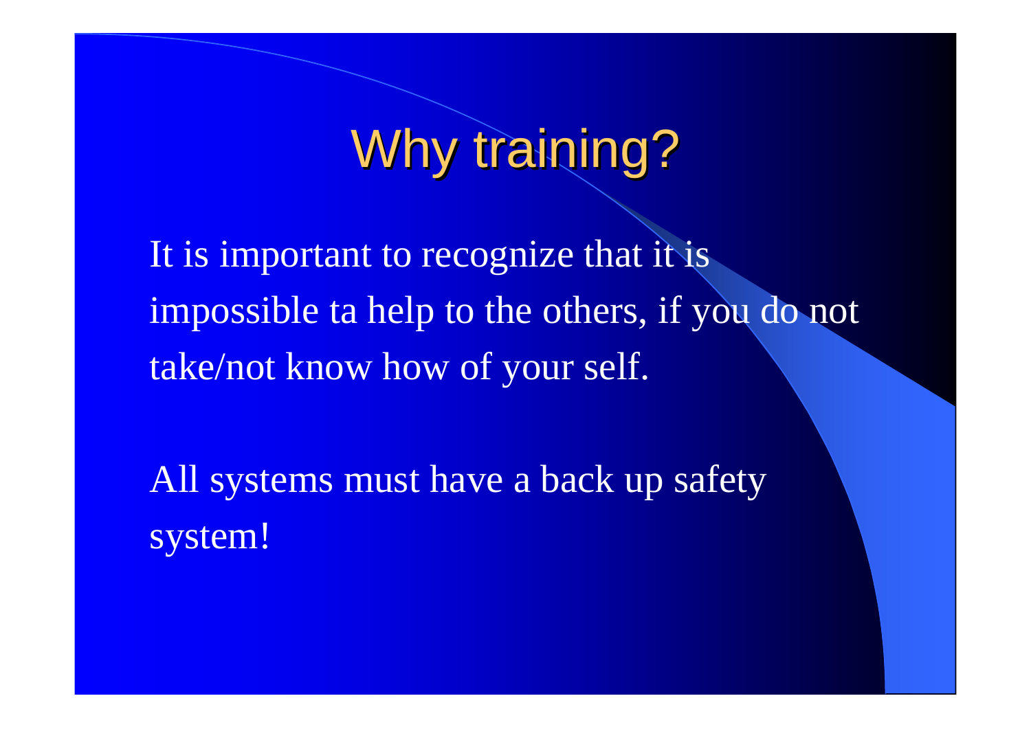# Why training?

It is important to recognize that it is impossible ta help to the others, if you do not take/not know how of your self.

All systems must have a back up safety system!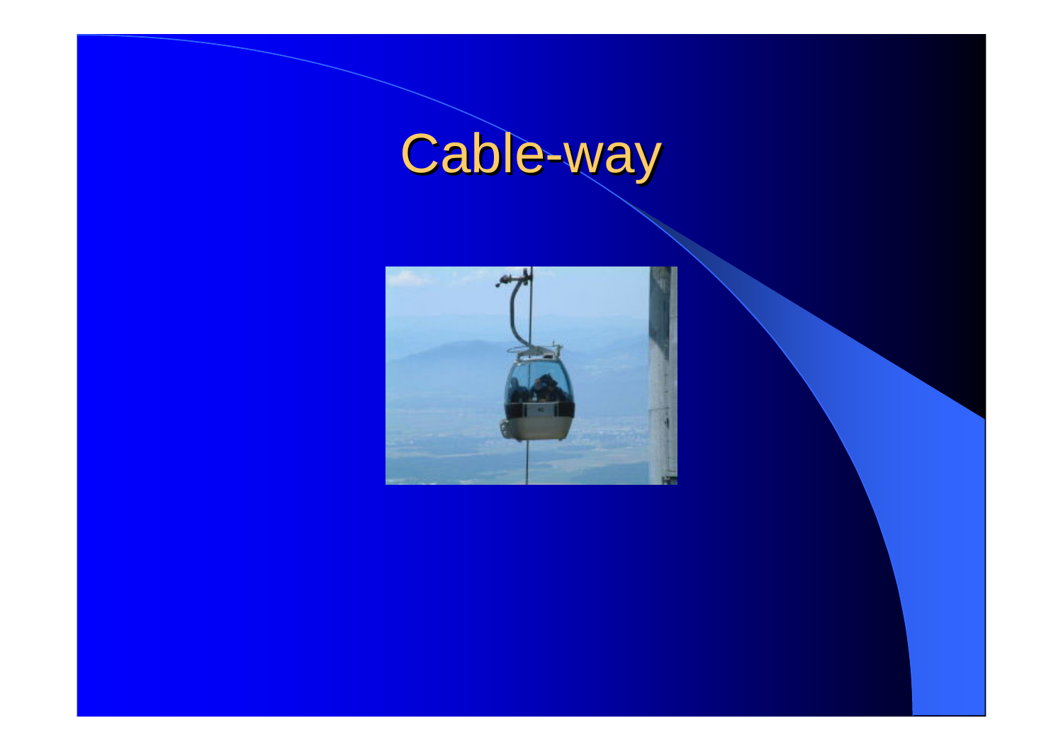# Cable-way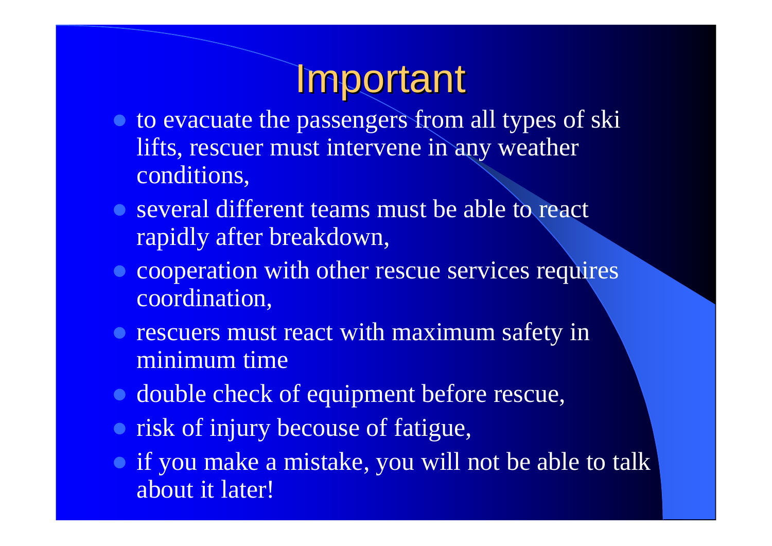# Important

- to evacuate the passengers from all types of ski lifts, rescuer must intervene in any weather conditions,
- several different teams must be able to react rapidly after breakdown,
- cooperation with other rescue services requires coordination,
- rescuers must react with maximum safety in minimum time
- double check of equipment before rescue,
- risk of injury becouse of fatigue,
- if you make a mistake, you will not be able to talk about it later!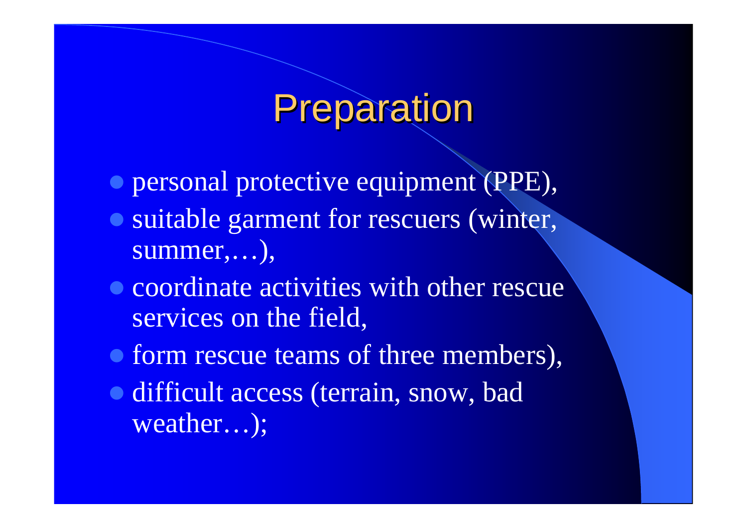# Preparation

- personal protective equipment (PPE),
- suitable garment for rescuers (winter, summer,…),
- coordinate activities with other rescue services on the field,
- form rescue teams of three members),
- difficult access (terrain, snow, bad weather…);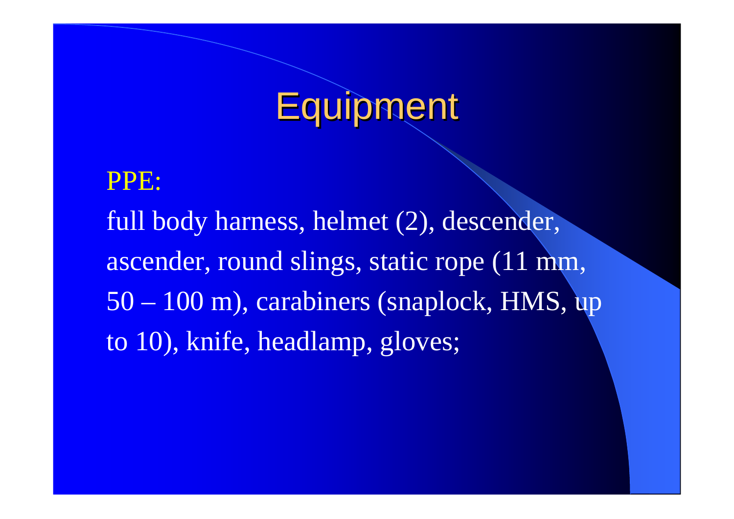# Equipment

PPE:

full body harness, helmet (2), descender, ascender, round slings, static rope (11 mm, 50 – 100 m), carabiners (snaplock, HMS, up to 10), knife, headlamp, gloves;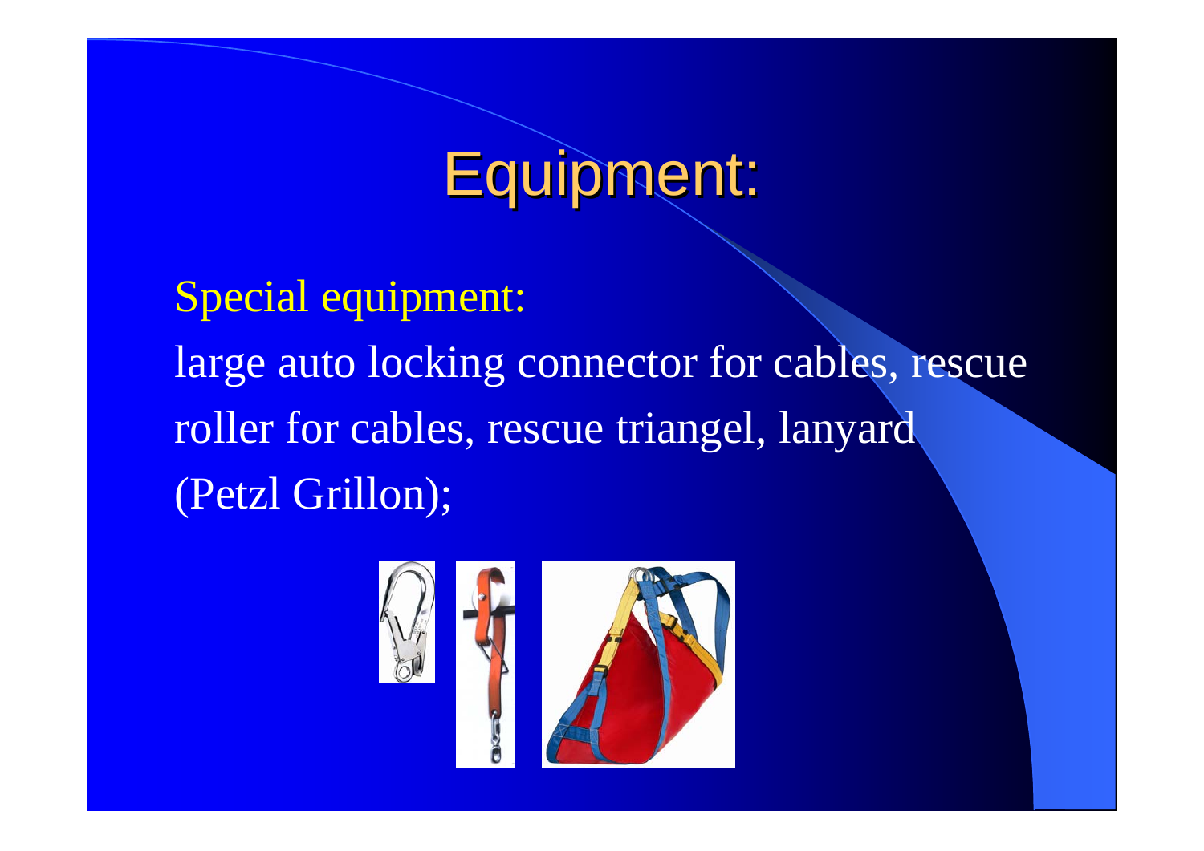# Equipment:

Special equipment:

large auto locking connector for cables, rescue roller for cables, rescue triangel, lanyard (Petzl Grillon);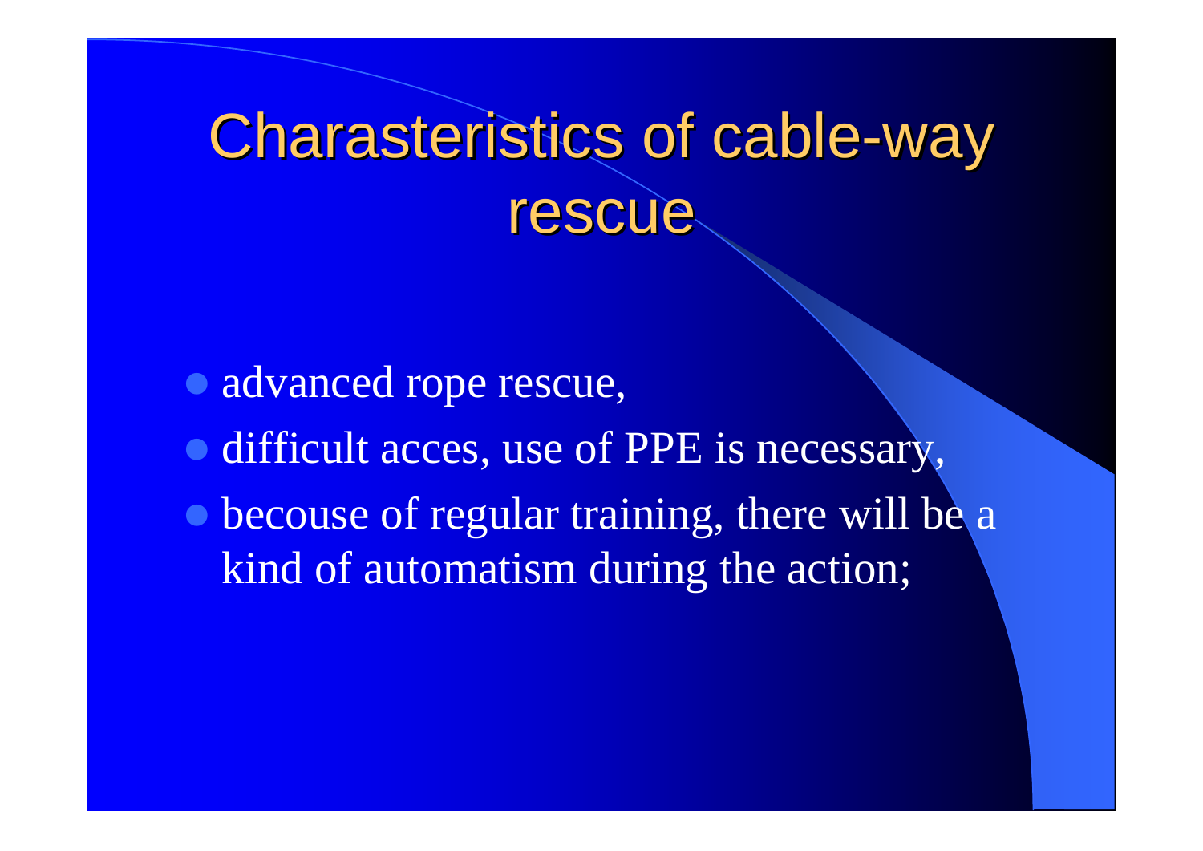# Charasteristics of cable-way rescue

- advanced rope rescue,
- difficult acces, use of PPE is necessary,
- becouse of regular training, there will be a kind of automatism during the action;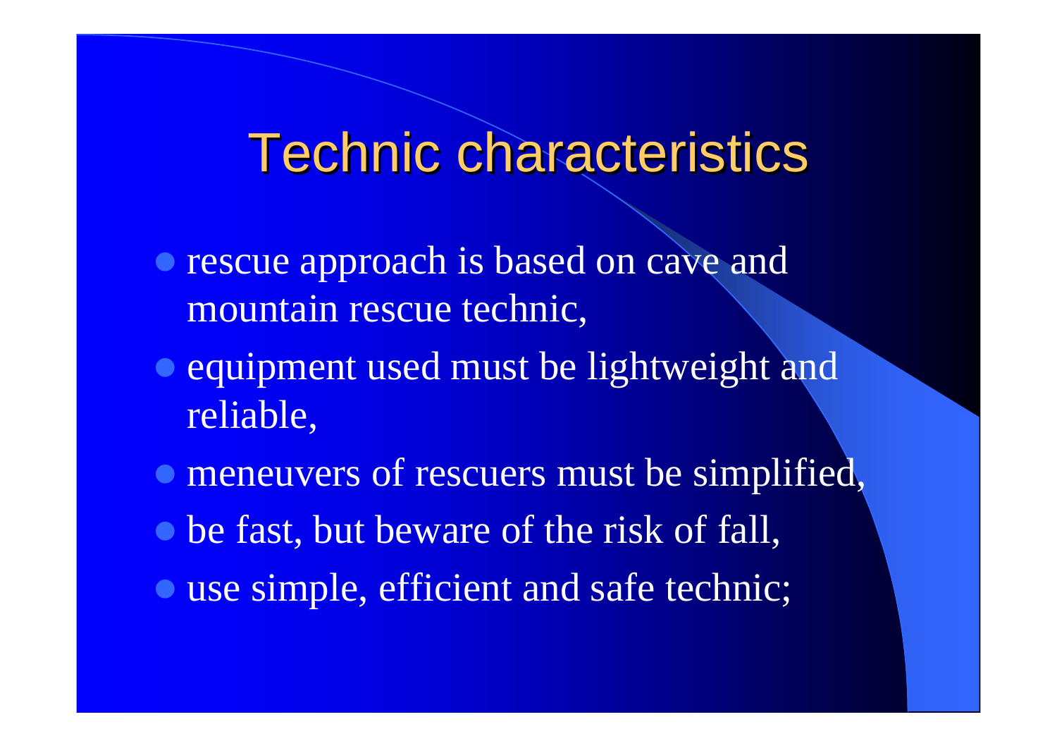# Technic characteristics

- rescue approach is based on cave and mountain rescue technic,
- equipment used must be lightweight and reliable,
- meneuvers of rescuers must be simplified,
- be fast, but beware of the risk of fall,
- use simple, efficient and safe technic;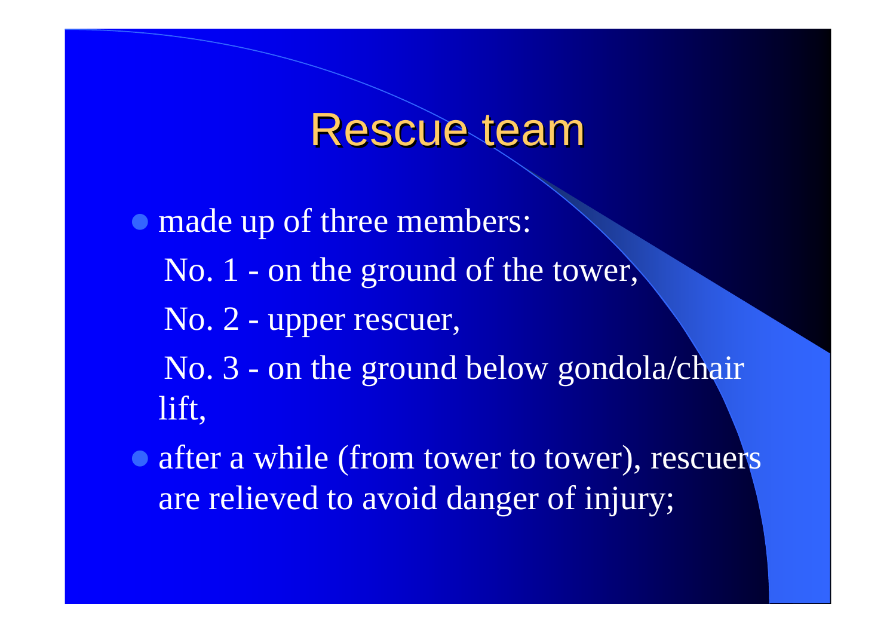# Rescue team

- made up of three members:

  No. 1 - on the ground of the tower,

  No. 2 - upper rescuer,

  No. 3 - on the ground below gondola/chair lift,

- after a while (from tower to tower), rescuers are relieved to avoid danger of injury;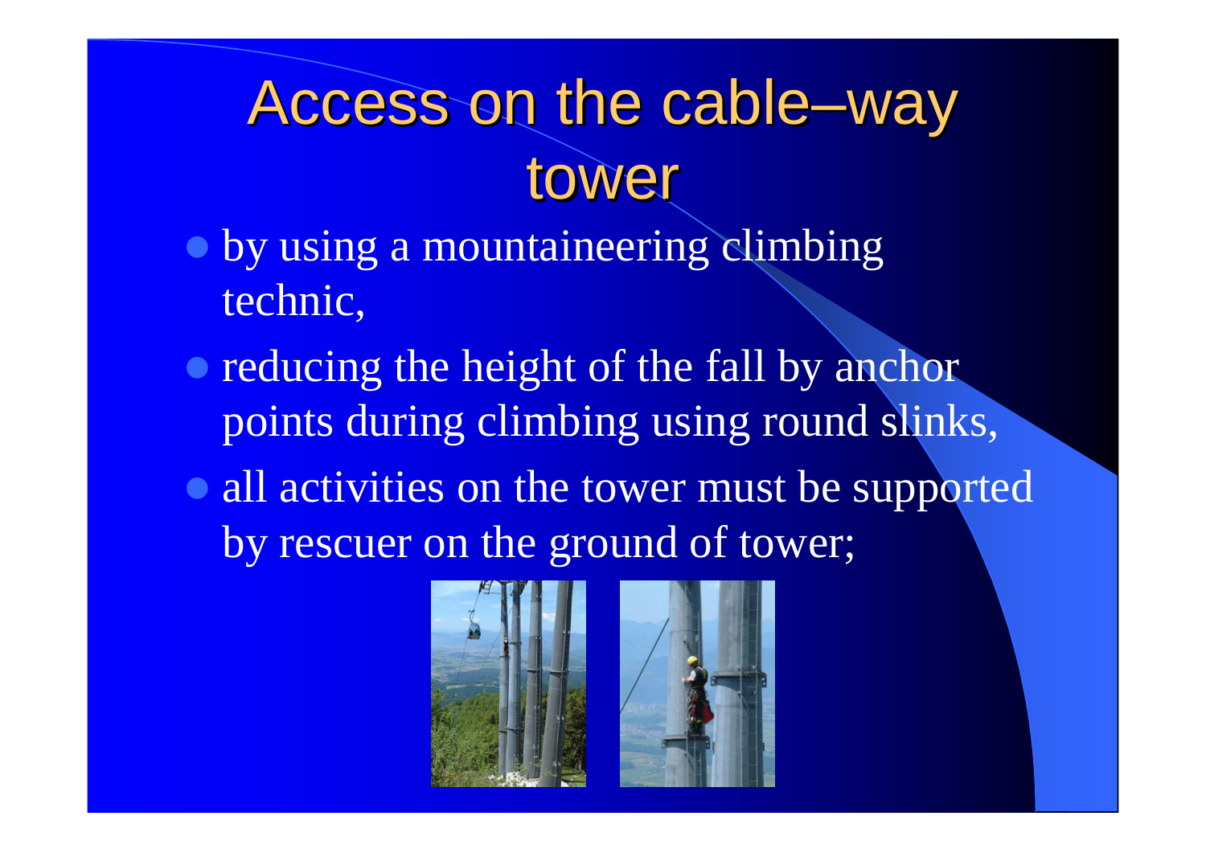# Access on the cable–way tower

- by using a mountaineering climbing technic,
- reducing the height of the fall by anchor points during climbing using round slinks,
- all activities on the tower must be supported by rescuer on the ground of tower;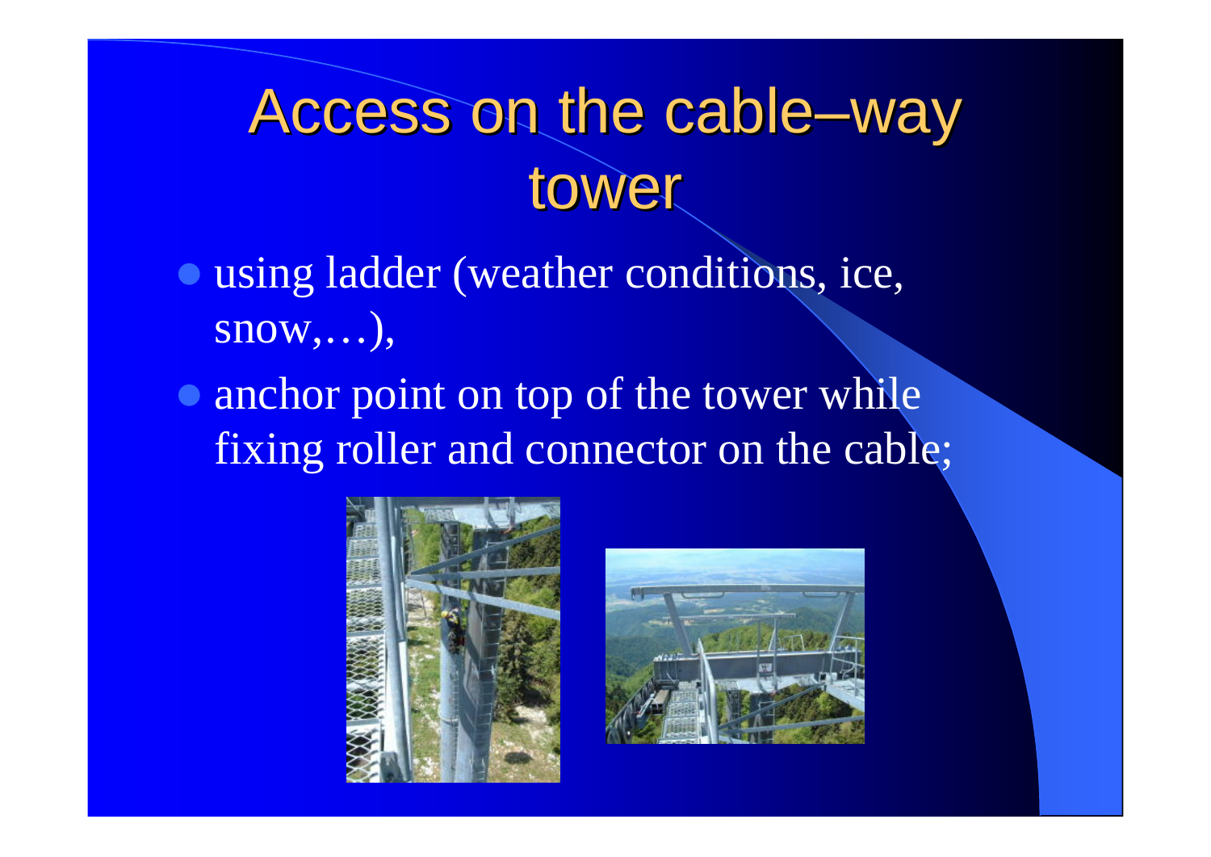# Access on the cable–way tower

- using ladder (weather conditions, ice, snow,…),
- anchor point on top of the tower while fixing roller and connector on the cable;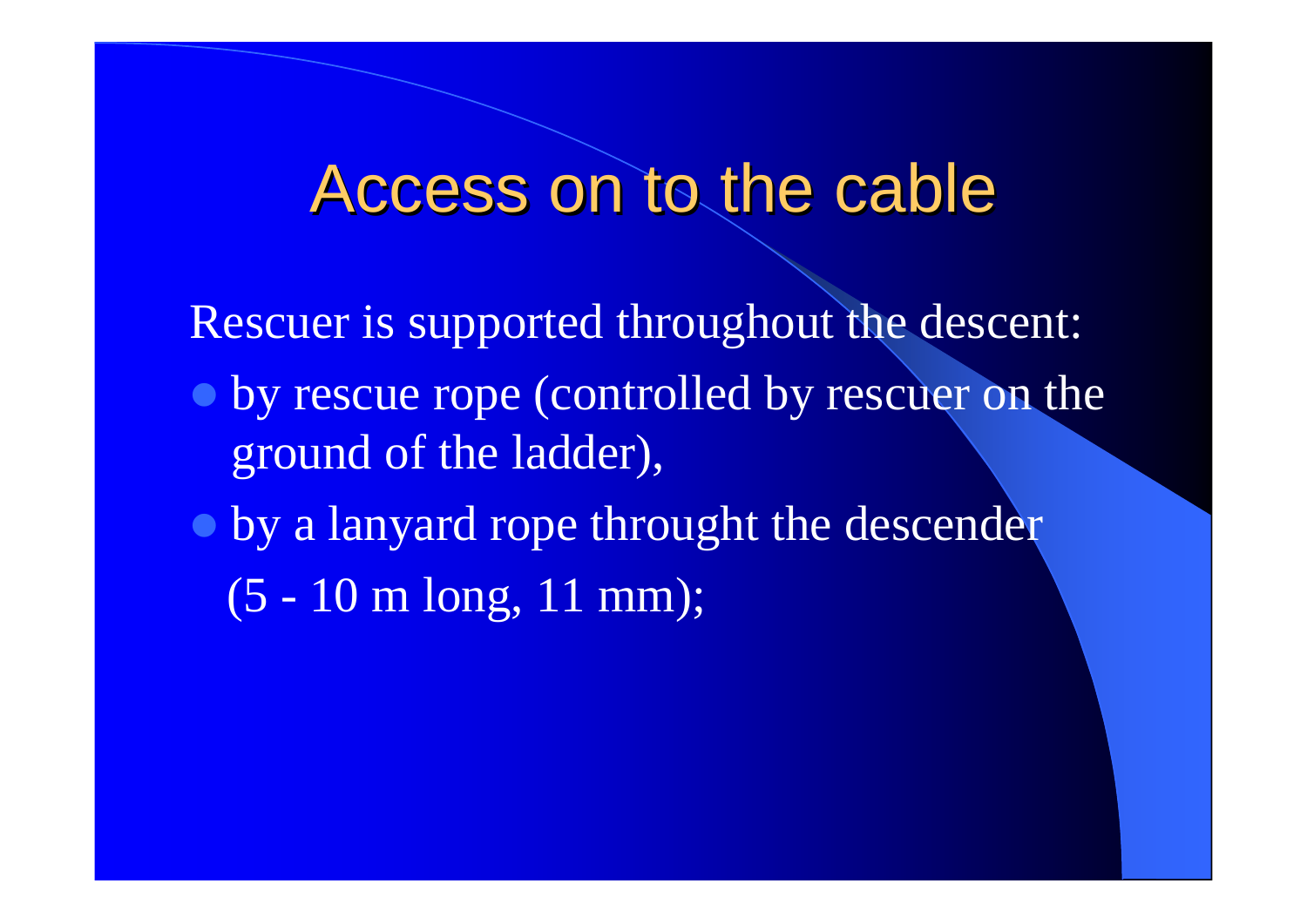# Access on to the cable

Rescuer is supported throughout the descent:

- by rescue rope (controlled by rescuer on the ground of the ladder),
- by a lanyard rope throught the descender (5 - 10 m long, 11 mm);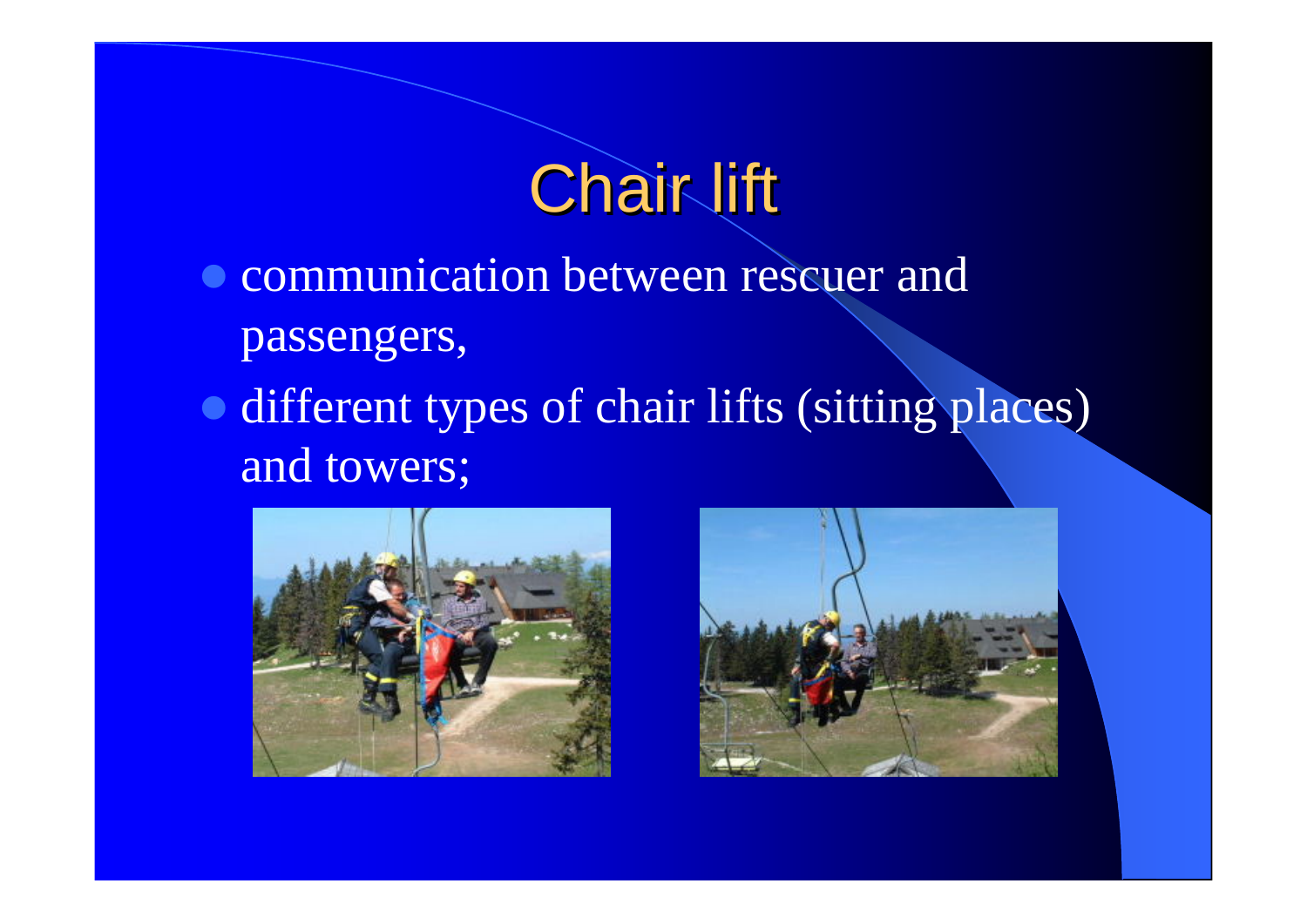# Chair lift

- communication between rescuer and passengers,
- different types of chair lifts (sitting places) and towers;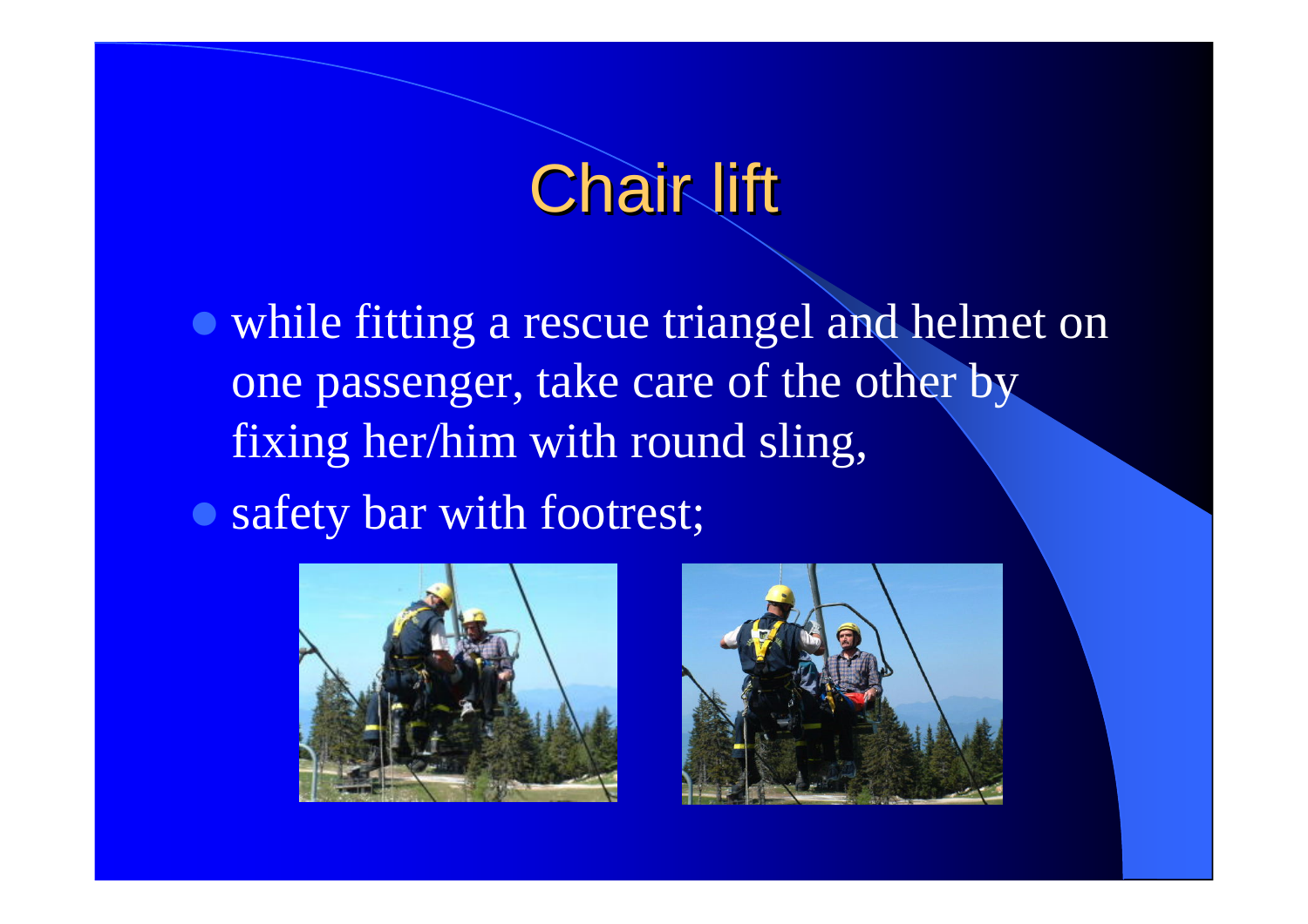# Chair lift

- while fitting a rescue triangel and helmet on one passenger, take care of the other by fixing her/him with round sling,
- safety bar with footrest;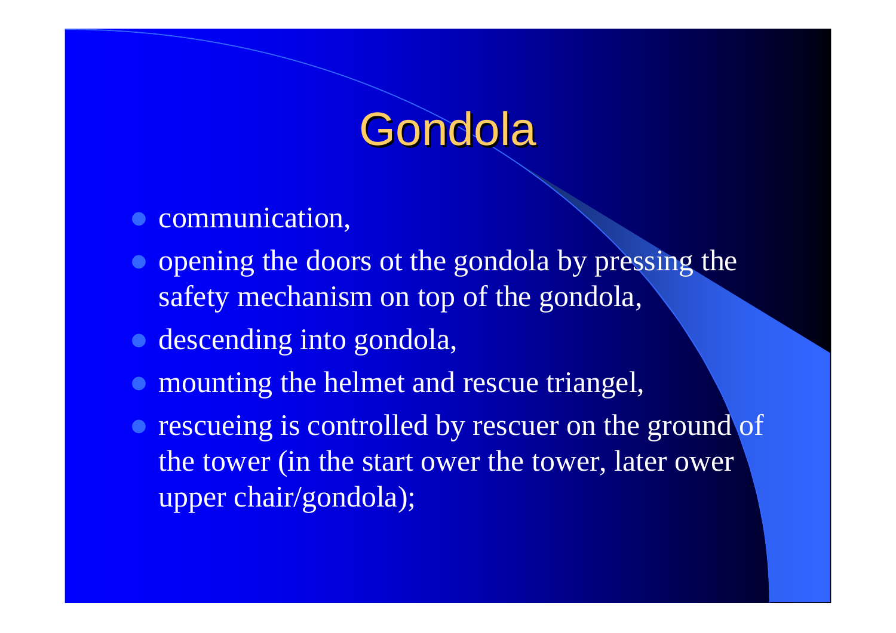# Gondola

- communication,
- opening the doors ot the gondola by pressing the safety mechanism on top of the gondola,
- descending into gondola,
- mounting the helmet and rescue triangel,
- rescueing is controlled by rescuer on the ground of the tower (in the start ower the tower, later ower upper chair/gondola);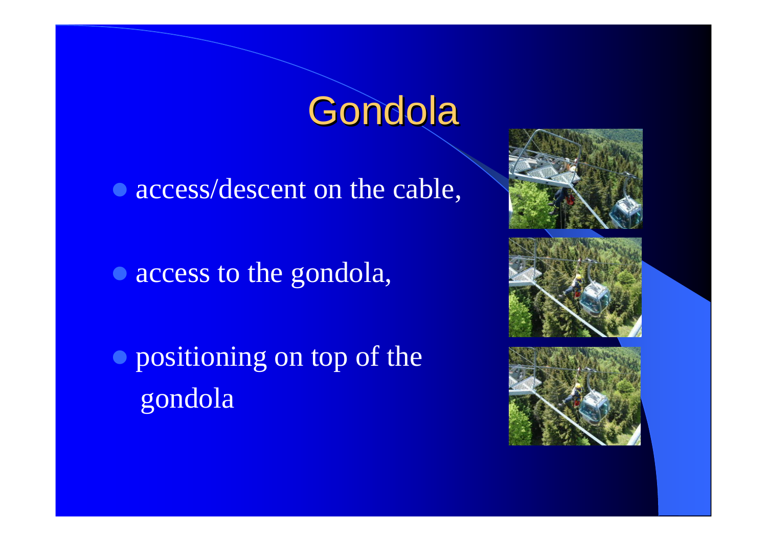# Gondola

- access/descent on the cable,
- access to the gondola,
- positioning on top of the gondola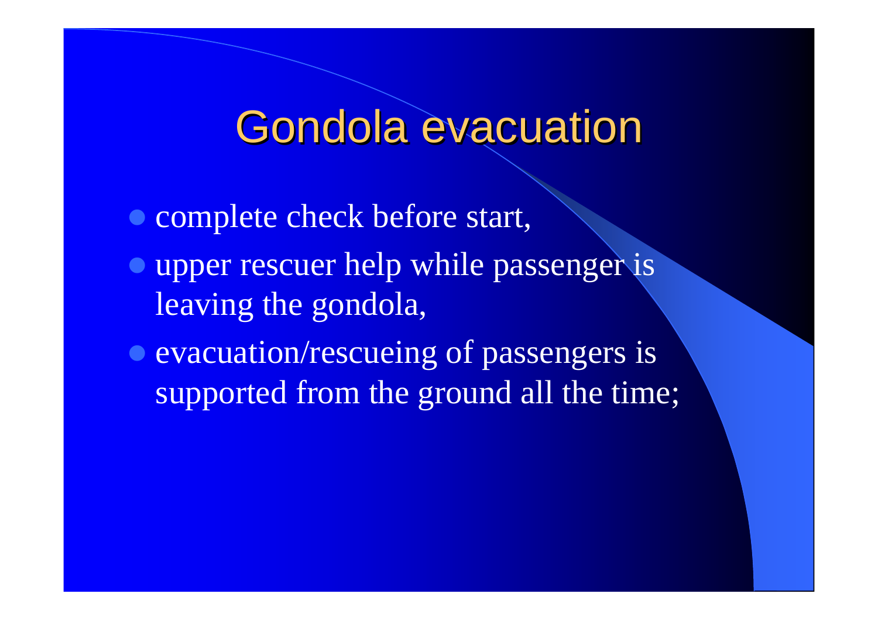# Gondola evacuation

- complete check before start,
- upper rescuer help while passenger is leaving the gondola,
- evacuation/rescueing of passengers is supported from the ground all the time;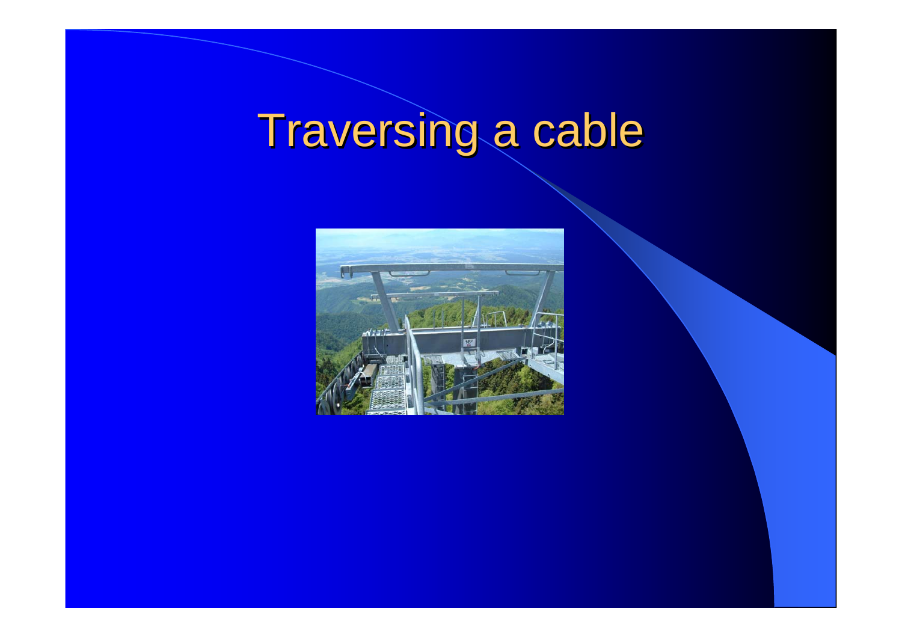# Traversing a cable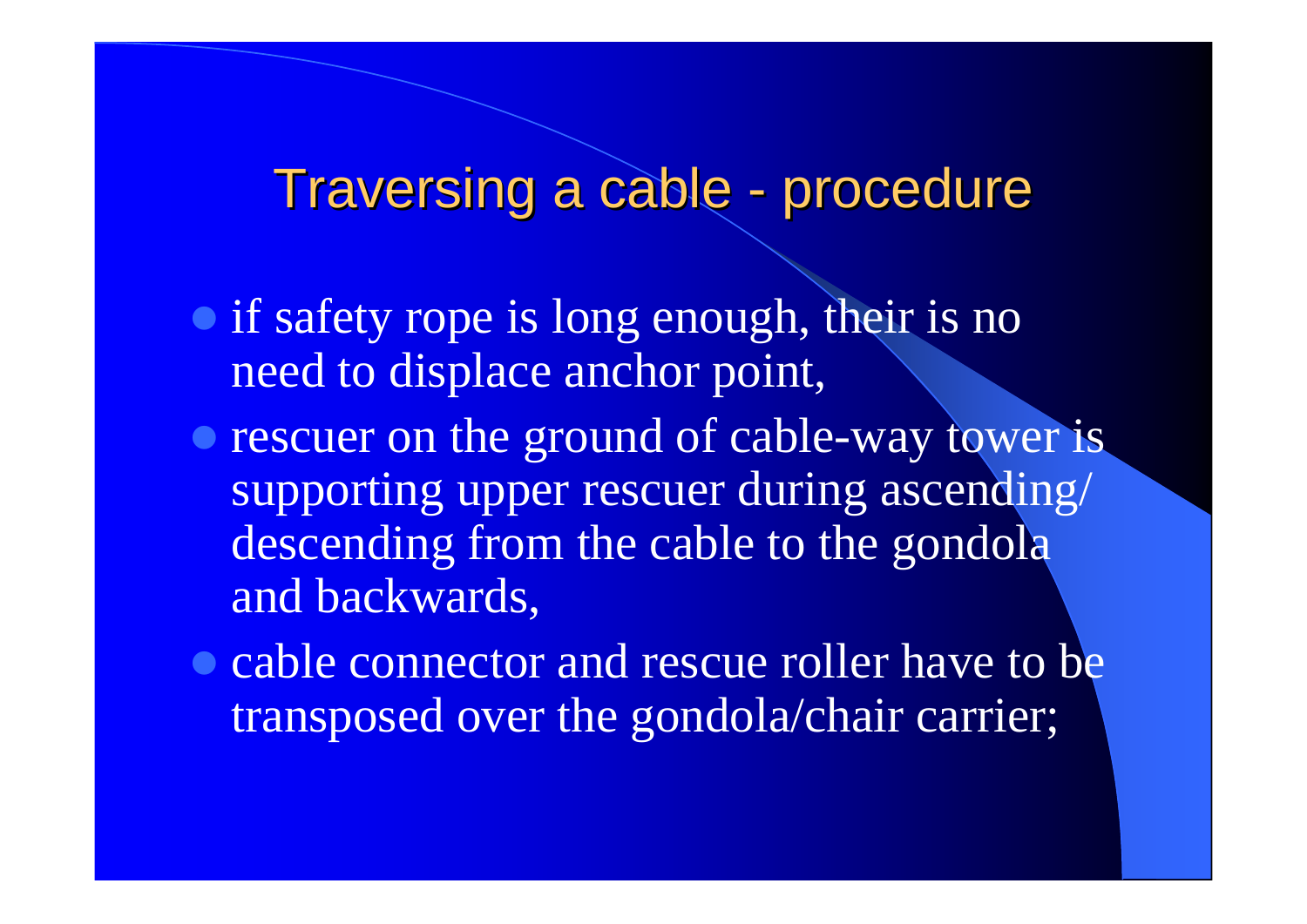# Traversing a cable - procedure

- if safety rope is long enough, their is no need to displace anchor point,
- rescuer on the ground of cable-way tower is supporting upper rescuer during ascending/ descending from the cable to the gondola and backwards,
- cable connector and rescue roller have to be transposed over the gondola/chair carrier;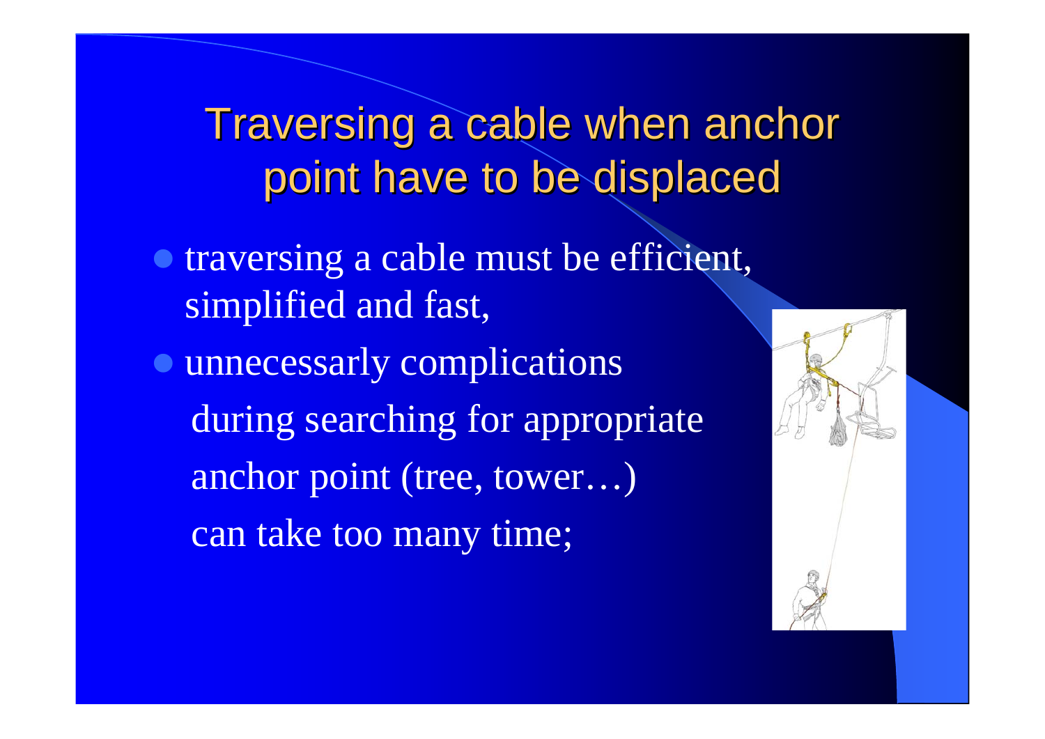# Traversing a cable when anchor point have to be displaced

- traversing a cable must be efficient, simplified and fast,
- unnecessarly complications during searching for appropriate anchor point (tree, tower…) can take too many time;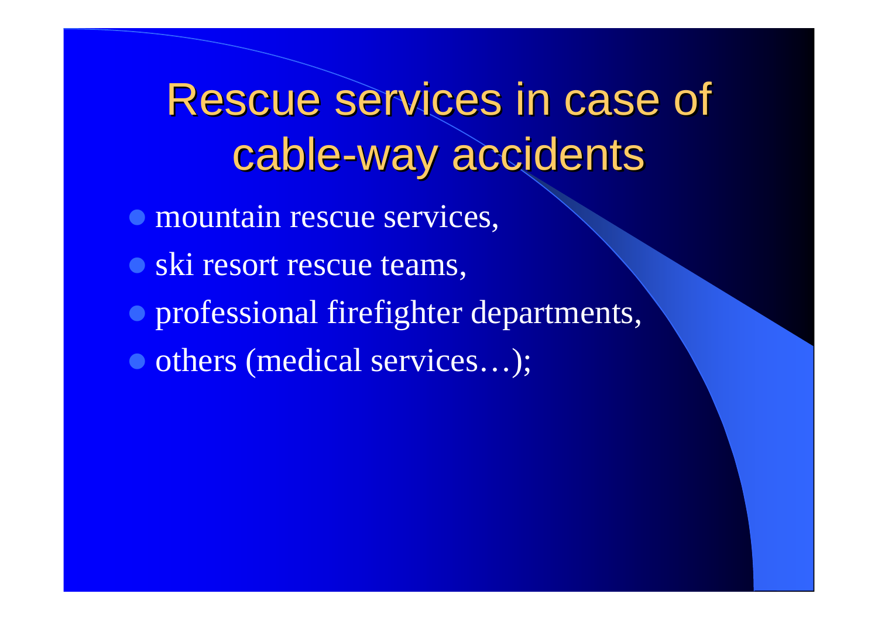# Rescue services in case of cable-way accidents

- mountain rescue services,
- ski resort rescue teams,
- professional firefighter departments,
- others (medical services…);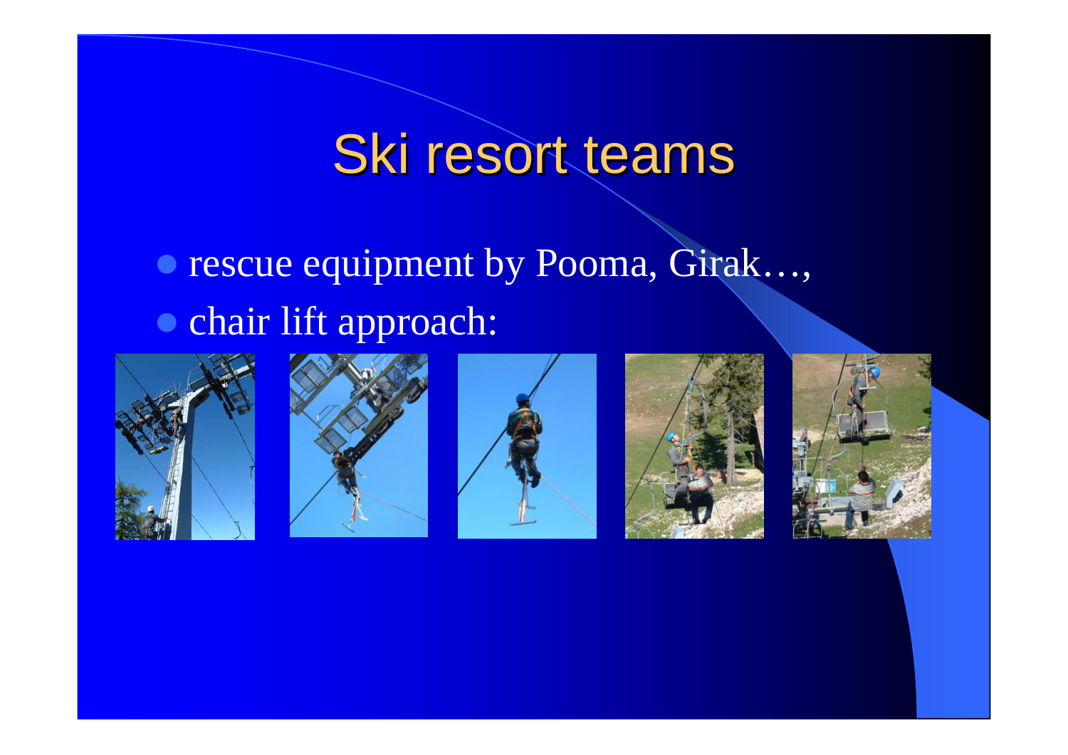# Ski resort teams

- rescue equipment by Pooma, Girak…,
- chair lift approach: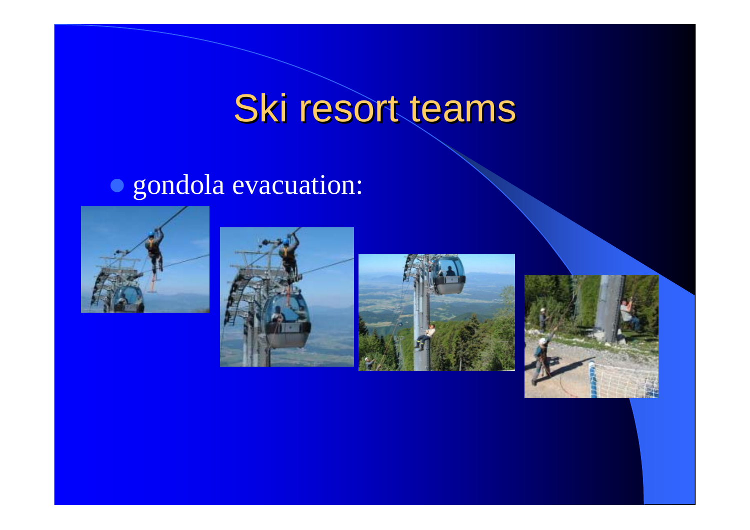# Ski resort teams

- gondola evacuation: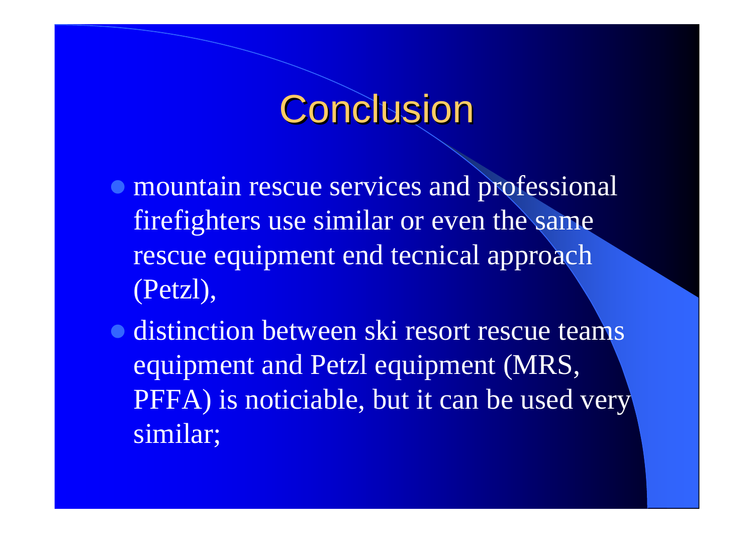# Conclusion

- mountain rescue services and professional firefighters use similar or even the same rescue equipment end tecnical approach (Petzl),
- distinction between ski resort rescue teams equipment and Petzl equipment (MRS, PFFA) is noticiable, but it can be used very similar;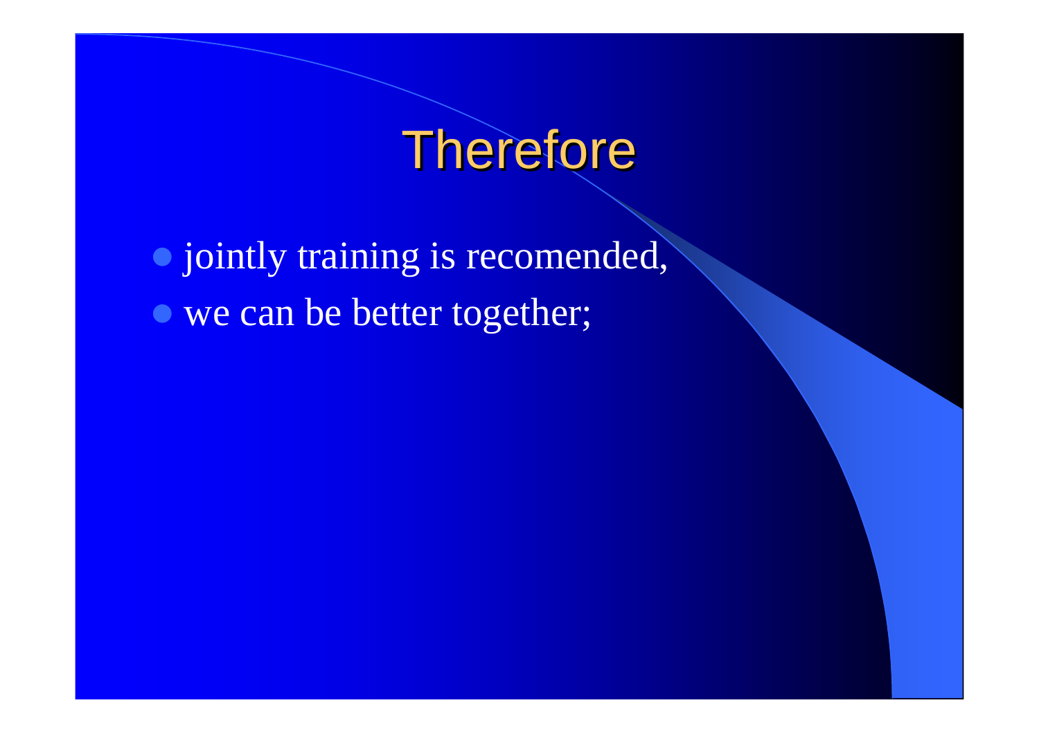# Therefore

- jointly training is recomended,
- we can be better together;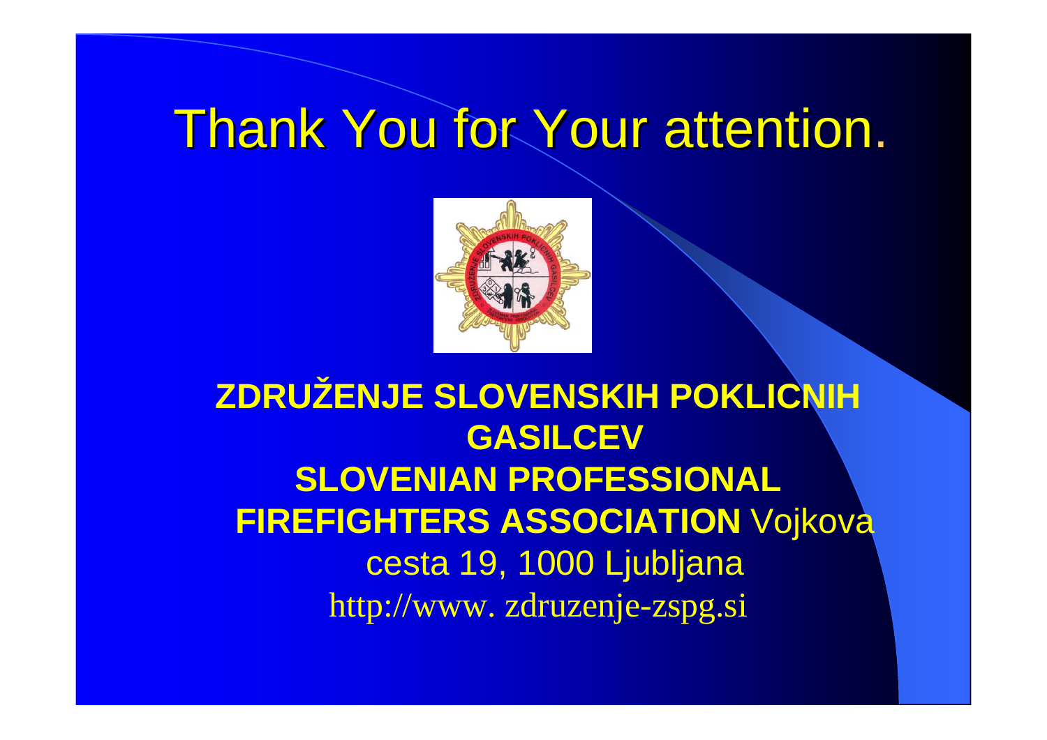# Thank You for Your attention.

**ZDRUŽENJE SLOVENSKIH POKLICNIH GASILCEV**
**SLOVENIAN PROFESSIONAL FIREFIGHTERS ASSOCIATION** Vojkova cesta 19, 1000 Ljubljana
http://www. zdruzenje-zspg.si